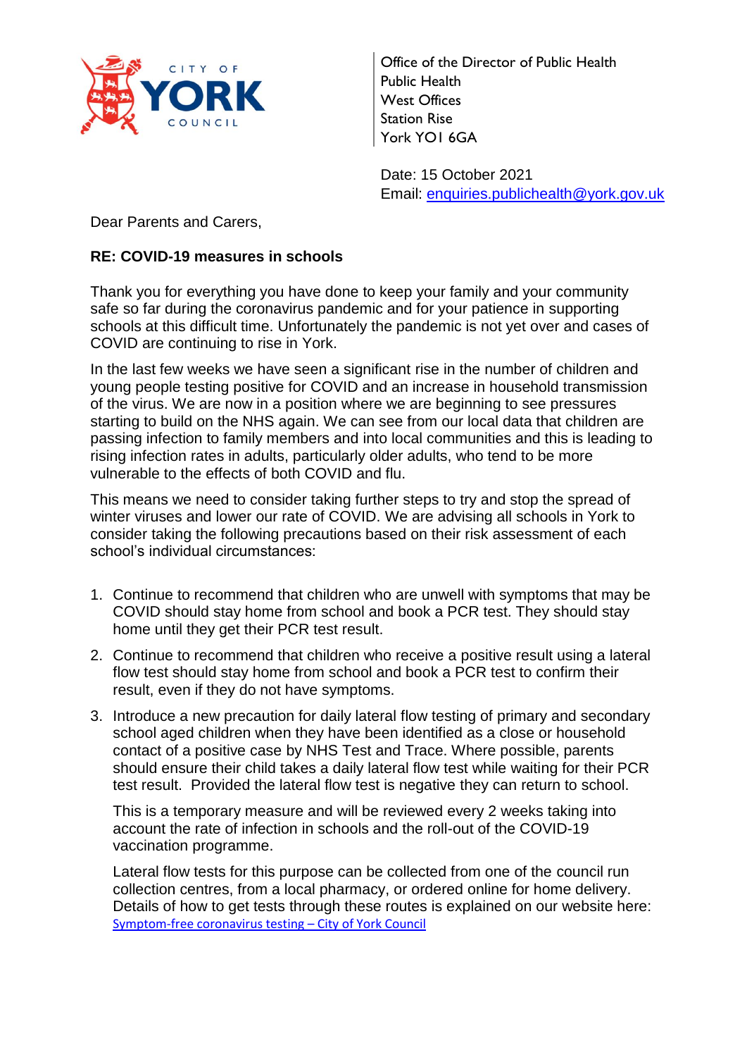CITY OF YORK COUNCIL

Office of the Director of Public Health
Public Health
West Offices
Station Rise
York YO1 6GA

Date: 15 October 2021
Email: enquiries.publichealth@york.gov.uk

Dear Parents and Carers,

**RE: COVID-19 measures in schools**

Thank you for everything you have done to keep your family and your community safe so far during the coronavirus pandemic and for your patience in supporting schools at this difficult time. Unfortunately the pandemic is not yet over and cases of COVID are continuing to rise in York.

In the last few weeks we have seen a significant rise in the number of children and young people testing positive for COVID and an increase in household transmission of the virus. We are now in a position where we are beginning to see pressures starting to build on the NHS again. We can see from our local data that children are passing infection to family members and into local communities and this is leading to rising infection rates in adults, particularly older adults, who tend to be more vulnerable to the effects of both COVID and flu.

This means we need to consider taking further steps to try and stop the spread of winter viruses and lower our rate of COVID. We are advising all schools in York to consider taking the following precautions based on their risk assessment of each school's individual circumstances:

1. Continue to recommend that children who are unwell with symptoms that may be COVID should stay home from school and book a PCR test. They should stay home until they get their PCR test result.
2. Continue to recommend that children who receive a positive result using a lateral flow test should stay home from school and book a PCR test to confirm their result, even if they do not have symptoms.
3. Introduce a new precaution for daily lateral flow testing of primary and secondary school aged children when they have been identified as a close or household contact of a positive case by NHS Test and Trace. Where possible, parents should ensure their child takes a daily lateral flow test while waiting for their PCR test result. Provided the lateral flow test is negative they can return to school.

   This is a temporary measure and will be reviewed every 2 weeks taking into account the rate of infection in schools and the roll-out of the COVID-19 vaccination programme.

   Lateral flow tests for this purpose can be collected from one of the council run collection centres, from a local pharmacy, or ordered online for home delivery. Details of how to get tests through these routes is explained on our website here: [Symptom-free coronavirus testing – City of York Council]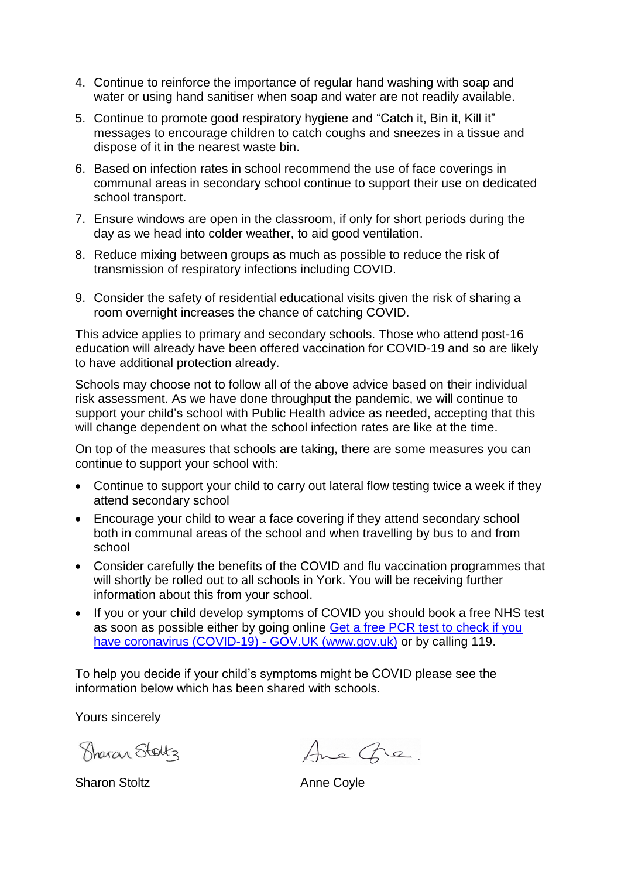4. Continue to reinforce the importance of regular hand washing with soap and water or using hand sanitiser when soap and water are not readily available.

5. Continue to promote good respiratory hygiene and "Catch it, Bin it, Kill it" messages to encourage children to catch coughs and sneezes in a tissue and dispose of it in the nearest waste bin.

6. Based on infection rates in school recommend the use of face coverings in communal areas in secondary school continue to support their use on dedicated school transport.

7. Ensure windows are open in the classroom, if only for short periods during the day as we head into colder weather, to aid good ventilation.

8. Reduce mixing between groups as much as possible to reduce the risk of transmission of respiratory infections including COVID.

9. Consider the safety of residential educational visits given the risk of sharing a room overnight increases the chance of catching COVID.

This advice applies to primary and secondary schools. Those who attend post-16 education will already have been offered vaccination for COVID-19 and so are likely to have additional protection already.

Schools may choose not to follow all of the above advice based on their individual risk assessment. As we have done throughput the pandemic, we will continue to support your child's school with Public Health advice as needed, accepting that this will change dependent on what the school infection rates are like at the time.

On top of the measures that schools are taking, there are some measures you can continue to support your school with:

- Continue to support your child to carry out lateral flow testing twice a week if they attend secondary school
- Encourage your child to wear a face covering if they attend secondary school both in communal areas of the school and when travelling by bus to and from school
- Consider carefully the benefits of the COVID and flu vaccination programmes that will shortly be rolled out to all schools in York. You will be receiving further information about this from your school.
- If you or your child develop symptoms of COVID you should book a free NHS test as soon as possible either by going online Get a free PCR test to check if you have coronavirus (COVID-19) - GOV.UK (www.gov.uk) or by calling 119.

To help you decide if your child's symptoms might be COVID please see the information below which has been shared with schools.

Yours sincerely

Sharon Stoltz | Anne Coyle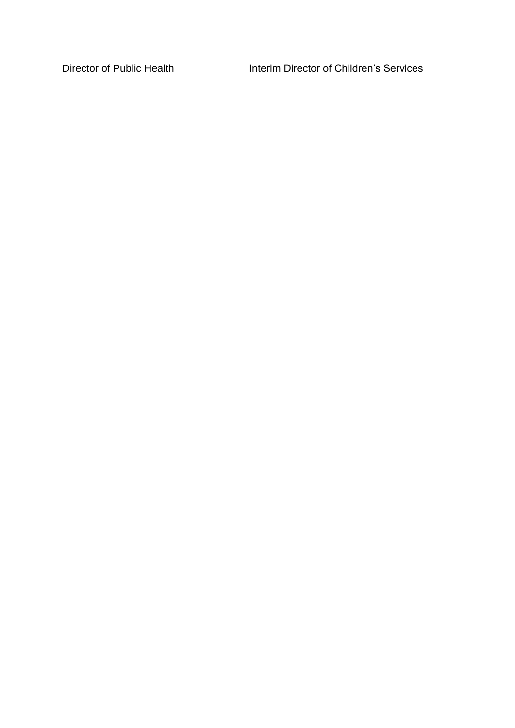Director of Public Health Interim Director of Children's Services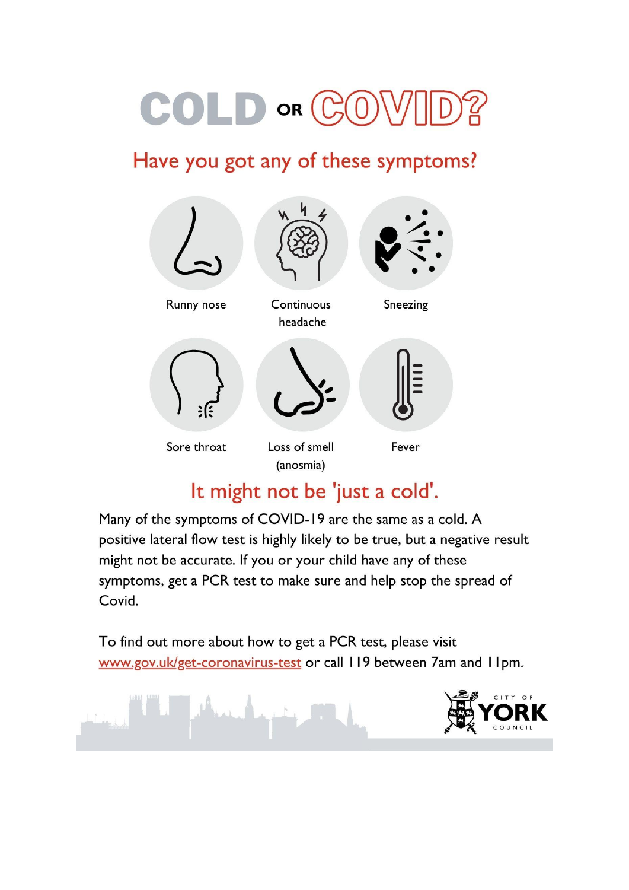# COLD OR COVID?

## Have you got any of these symptoms?

- Runny nose
- Continuous headache
- Sneezing
- Sore throat
- Loss of smell (anosmia)
- Fever

## It might not be 'just a cold'.

Many of the symptoms of COVID-19 are the same as a cold. A positive lateral flow test is highly likely to be true, but a negative result might not be accurate. If you or your child have any of these symptoms, get a PCR test to make sure and help stop the spread of Covid.

To find out more about how to get a PCR test, please visit [www.gov.uk/get-coronavirus-test](http://www.gov.uk/get-coronavirus-test) or call 119 between 7am and 11pm.

CITY OF YORK COUNCIL